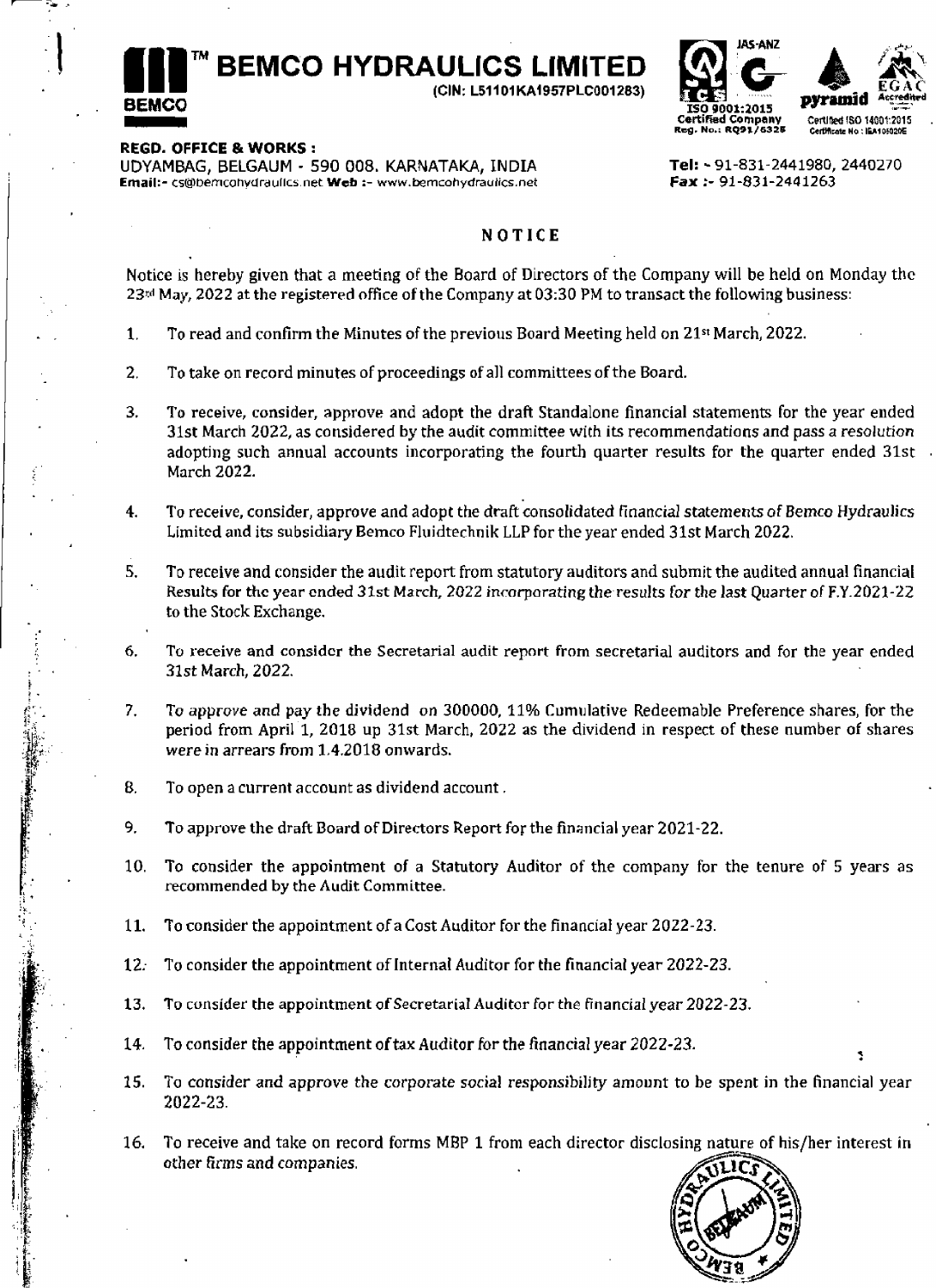# BEMCO HYDRAULICS LIMITED

(CIN: L51101KA1957PLC001283)

ISO 9001:2015 Certified Company Reg. No.: RQ91/6325

Certified ISO 14001:2015

**REGD. OFFICE & WORKS :**
UDYAMBAG, BELGAUM - 590 008. KARNATAKA, INDIA
**Email:-** cs@bemcohydraulics.net **Web :-** www.bemcohydraulics.net

**Tel:** - 91-831-2441980, 2440270
**Fax :-** 91-831-2441263

## NOTICE

Notice is hereby given that a meeting of the Board of Directors of the Company will be held on Monday the 23rd May, 2022 at the registered office of the Company at 03:30 PM to transact the following business:

1. To read and confirm the Minutes of the previous Board Meeting held on 21st March, 2022.
2. To take on record minutes of proceedings of all committees of the Board.
3. To receive, consider, approve and adopt the draft Standalone financial statements for the year ended 31st March 2022, as considered by the audit committee with its recommendations and pass a resolution adopting such annual accounts incorporating the fourth quarter results for the quarter ended 31st March 2022.
4. To receive, consider, approve and adopt the draft consolidated financial statements of Bemco Hydraulics Limited and its subsidiary Bemco Fluidtechnik LLP for the year ended 31st March 2022.
5. To receive and consider the audit report from statutory auditors and submit the audited annual financial Results for the year ended 31st March, 2022 incorporating the results for the last Quarter of F.Y.2021-22 to the Stock Exchange.
6. To receive and consider the Secretarial audit report from secretarial auditors and for the year ended 31st March, 2022.
7. To approve and pay the dividend on 300000, 11% Cumulative Redeemable Preference shares, for the period from April 1, 2018 up 31st March, 2022 as the dividend in respect of these number of shares were in arrears from 1.4.2018 onwards.
8. To open a current account as dividend account.
9. To approve the draft Board of Directors Report for the financial year 2021-22.
10. To consider the appointment of a Statutory Auditor of the company for the tenure of 5 years as recommended by the Audit Committee.
11. To consider the appointment of a Cost Auditor for the financial year 2022-23.
12. To consider the appointment of Internal Auditor for the financial year 2022-23.
13. To consider the appointment of Secretarial Auditor for the financial year 2022-23.
14. To consider the appointment of tax Auditor for the financial year 2022-23.
15. To consider and approve the corporate social responsibility amount to be spent in the financial year 2022-23.
16. To receive and take on record forms MBP 1 from each director disclosing nature of his/her interest in other firms and companies.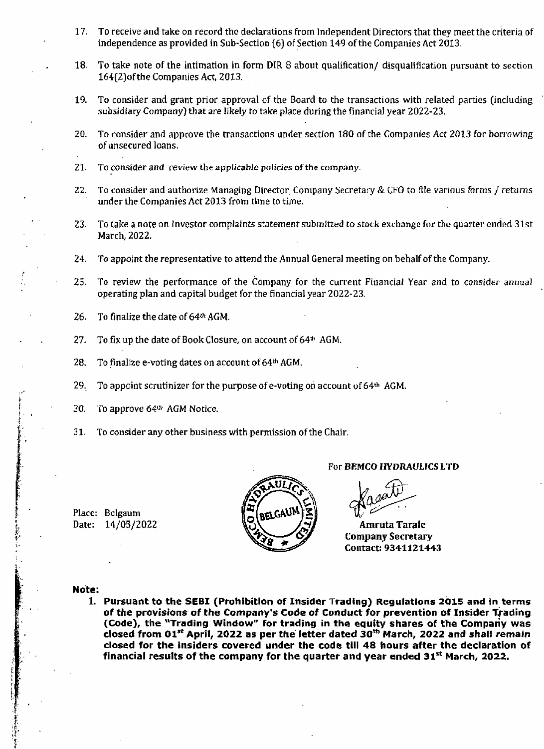17. To receive and take on record the declarations from Independent Directors that they meet the criteria of independence as provided in Sub-Section (6) of Section 149 of the Companies Act 2013.

18. To take note of the intimation in form DIR 8 about qualification/ disqualification pursuant to section 164(2)of the Companies Act, 2013.

19. To consider and grant prior approval of the Board to the transactions with related parties (including subsidiary Company) that are likely to take place during the financial year 2022-23.

20. To consider and approve the transactions under section 180 of the Companies Act 2013 for borrowing of unsecured loans.

21. To consider and review the applicable policies of the company.

22. To consider and authorize Managing Director, Company Secretary & CFO to file various forms / returns under the Companies Act 2013 from time to time.

23. To take a note on Investor complaints statement submitted to stock exchange for the quarter ended 31st March, 2022.

24. To appoint the representative to attend the Annual General meeting on behalf of the Company.

25. To review the performance of the Company for the current Financial Year and to consider annual operating plan and capital budget for the financial year 2022-23.

26. To finalize the date of 64th AGM.

27. To fix up the date of Book Closure, on account of 64th AGM.

28. To finalize e-voting dates on account of 64th AGM.

29. To appoint scrutinizer for the purpose of e-voting on account of 64th AGM.

30. To approve 64th AGM Notice.

31. To consider any other business with permission of the Chair.

For **BEMCO HYDRAULICS LTD**

Place: Belgaum
Date: 14/05/2022

**Amruta Tarale**
**Company Secretary**
**Contact: 9341121443**

**Note:**

1. **Pursuant to the SEBI (Prohibition of Insider Trading) Regulations 2015 and in terms of the provisions of the Company's Code of Conduct for prevention of Insider Trading (Code), the "Trading Window" for trading in the equity shares of the Company was closed from 01st April, 2022 as per the letter dated 30th March, 2022 and shall remain closed for the insiders covered under the code till 48 hours after the declaration of financial results of the company for the quarter and year ended 31st March, 2022.**